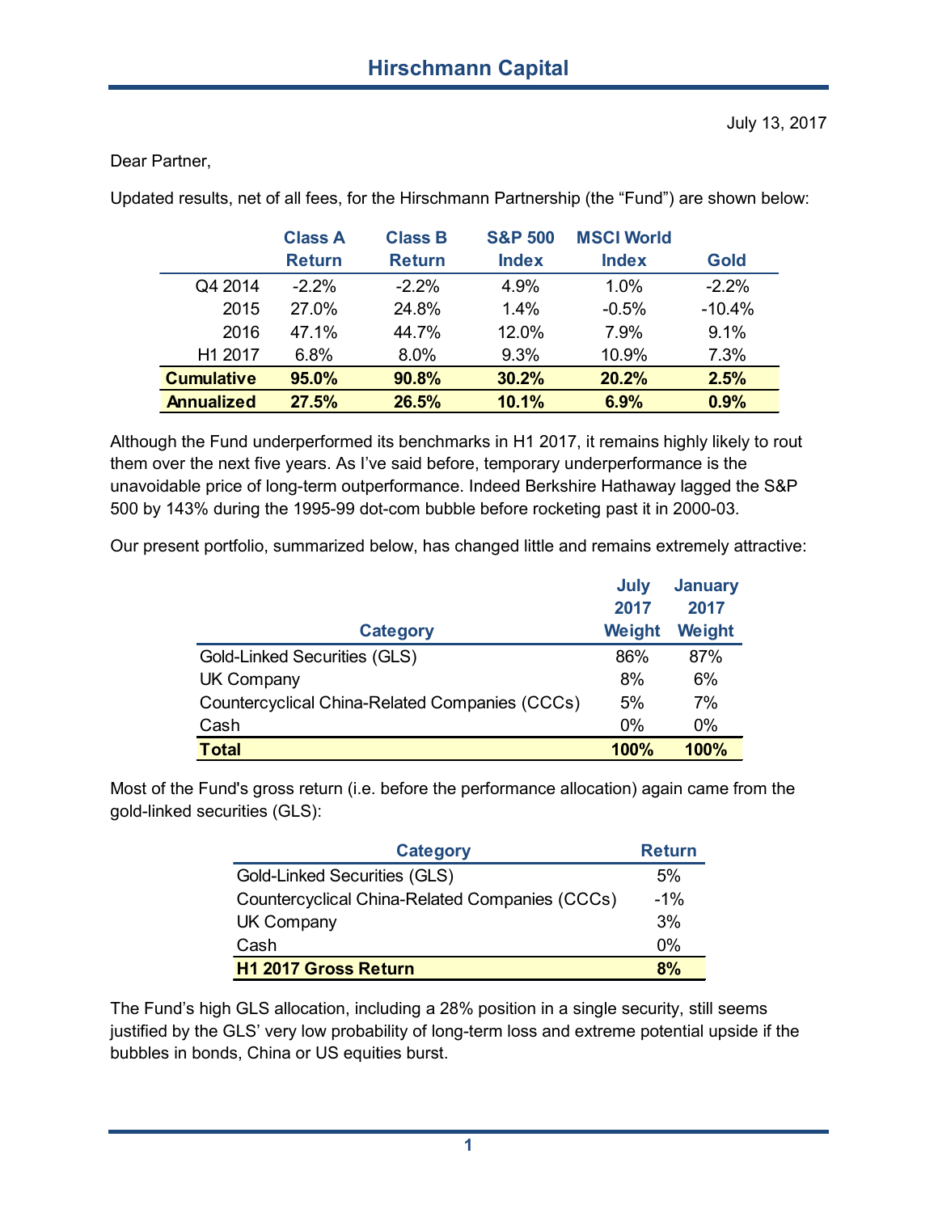# Hirschmann Capital

July 13, 2017

Dear Partner,

Updated results, net of all fees, for the Hirschmann Partnership (the "Fund") are shown below:

| | Class A Return | Class B Return | S&P 500 Index | MSCI World Index | Gold |
|---|---|---|---|---|---|
| Q4 2014 | -2.2% | -2.2% | 4.9% | 1.0% | -2.2% |
| 2015 | 27.0% | 24.8% | 1.4% | -0.5% | -10.4% |
| 2016 | 47.1% | 44.7% | 12.0% | 7.9% | 9.1% |
| H1 2017 | 6.8% | 8.0% | 9.3% | 10.9% | 7.3% |
| **Cumulative** | **95.0%** | **90.8%** | **30.2%** | **20.2%** | **2.5%** |
| **Annualized** | **27.5%** | **26.5%** | **10.1%** | **6.9%** | **0.9%** |

Although the Fund underperformed its benchmarks in H1 2017, it remains highly likely to rout them over the next five years. As I've said before, temporary underperformance is the unavoidable price of long-term outperformance. Indeed Berkshire Hathaway lagged the S&P 500 by 143% during the 1995-99 dot-com bubble before rocketing past it in 2000-03.

Our present portfolio, summarized below, has changed little and remains extremely attractive:

| Category | July 2017 Weight | January 2017 Weight |
|---|---|---|
| Gold-Linked Securities (GLS) | 86% | 87% |
| UK Company | 8% | 6% |
| Countercyclical China-Related Companies (CCCs) | 5% | 7% |
| Cash | 0% | 0% |
| **Total** | **100%** | **100%** |

Most of the Fund's gross return (i.e. before the performance allocation) again came from the gold-linked securities (GLS):

| Category | Return |
|---|---|
| Gold-Linked Securities (GLS) | 5% |
| Countercyclical China-Related Companies (CCCs) | -1% |
| UK Company | 3% |
| Cash | 0% |
| **H1 2017 Gross Return** | **8%** |

The Fund's high GLS allocation, including a 28% position in a single security, still seems justified by the GLS' very low probability of long-term loss and extreme potential upside if the bubbles in bonds, China or US equities burst.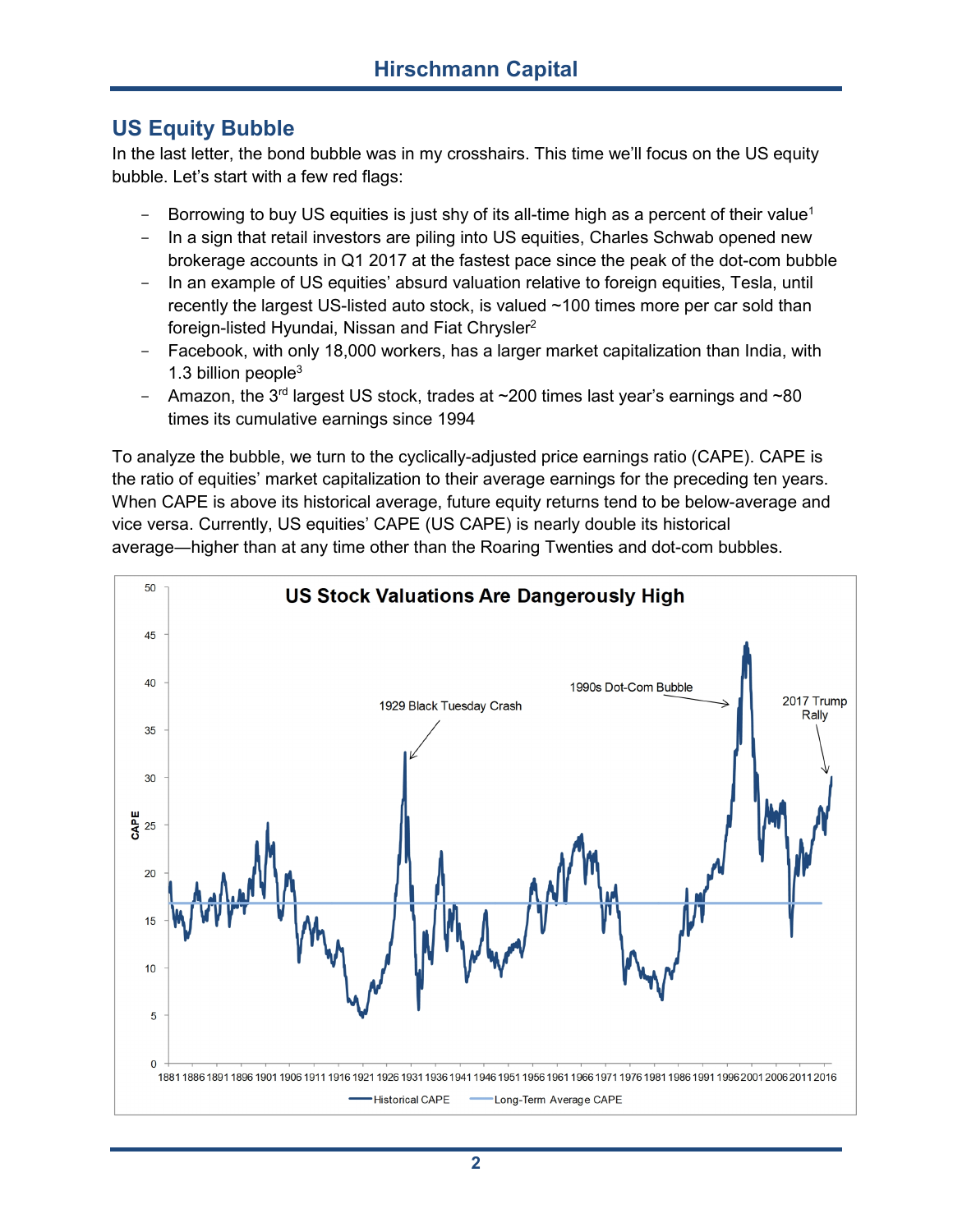## US Equity Bubble

In the last letter, the bond bubble was in my crosshairs. This time we'll focus on the US equity bubble. Let's start with a few red flags:

- Borrowing to buy US equities is just shy of its all-time high as a percent of their value[1]
- In a sign that retail investors are piling into US equities, Charles Schwab opened new brokerage accounts in Q1 2017 at the fastest pace since the peak of the dot-com bubble
- In an example of US equities' absurd valuation relative to foreign equities, Tesla, until recently the largest US-listed auto stock, is valued ~100 times more per car sold than foreign-listed Hyundai, Nissan and Fiat Chrysler[2]
- Facebook, with only 18,000 workers, has a larger market capitalization than India, with 1.3 billion people[3]
- Amazon, the 3rd largest US stock, trades at ~200 times last year's earnings and ~80 times its cumulative earnings since 1994

To analyze the bubble, we turn to the cyclically-adjusted price earnings ratio (CAPE). CAPE is the ratio of equities' market capitalization to their average earnings for the preceding ten years. When CAPE is above its historical average, future equity returns tend to be below-average and vice versa. Currently, US equities' CAPE (US CAPE) is nearly double its historical average—higher than at any time other than the Roaring Twenties and dot-com bubbles.

**US Stock Valuations Are Dangerously High**

(Chart: CAPE, 1881–2016. Annotations: 1929 Black Tuesday Crash; 1990s Dot-Com Bubble; 2017 Trump Rally. Legend: Historical CAPE; Long-Term Average CAPE)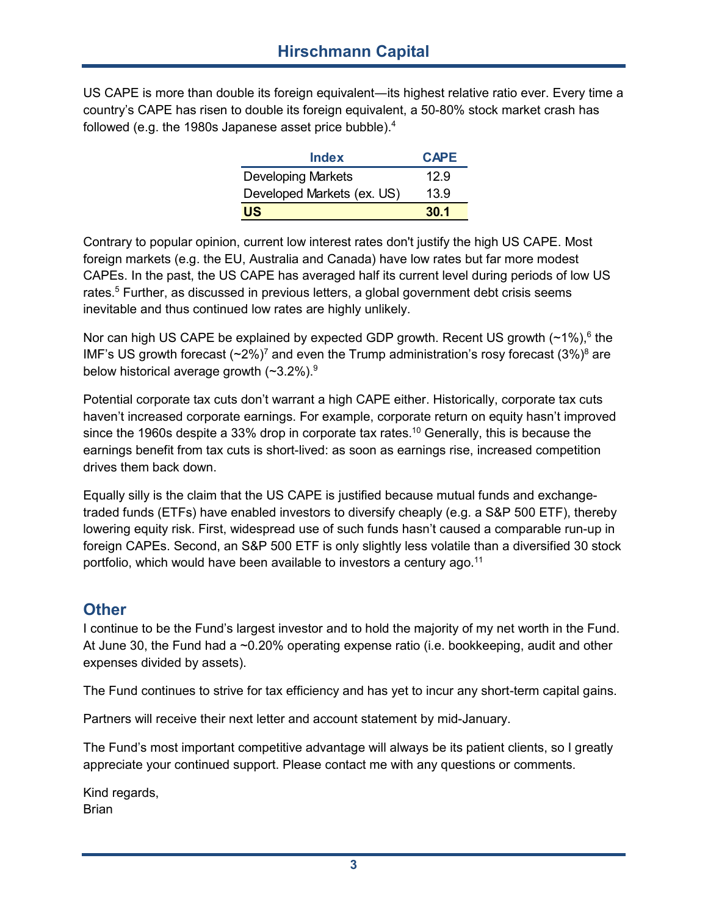US CAPE is more than double its foreign equivalent—its highest relative ratio ever. Every time a country's CAPE has risen to double its foreign equivalent, a 50-80% stock market crash has followed (e.g. the 1980s Japanese asset price bubble).[4]

| Index | CAPE |
| --- | --- |
| Developing Markets | 12.9 |
| Developed Markets (ex. US) | 13.9 |
| **US** | **30.1** |

Contrary to popular opinion, current low interest rates don't justify the high US CAPE. Most foreign markets (e.g. the EU, Australia and Canada) have low rates but far more modest CAPEs. In the past, the US CAPE has averaged half its current level during periods of low US rates.[5] Further, as discussed in previous letters, a global government debt crisis seems inevitable and thus continued low rates are highly unlikely.

Nor can high US CAPE be explained by expected GDP growth. Recent US growth (~1%),[6] the IMF's US growth forecast (~2%)[7] and even the Trump administration's rosy forecast (3%)[8] are below historical average growth (~3.2%).[9]

Potential corporate tax cuts don't warrant a high CAPE either. Historically, corporate tax cuts haven't increased corporate earnings. For example, corporate return on equity hasn't improved since the 1960s despite a 33% drop in corporate tax rates.[10] Generally, this is because the earnings benefit from tax cuts is short-lived: as soon as earnings rise, increased competition drives them back down.

Equally silly is the claim that the US CAPE is justified because mutual funds and exchange-traded funds (ETFs) have enabled investors to diversify cheaply (e.g. a S&P 500 ETF), thereby lowering equity risk. First, widespread use of such funds hasn't caused a comparable run-up in foreign CAPEs. Second, an S&P 500 ETF is only slightly less volatile than a diversified 30 stock portfolio, which would have been available to investors a century ago.[11]

## Other

I continue to be the Fund's largest investor and to hold the majority of my net worth in the Fund. At June 30, the Fund had a ~0.20% operating expense ratio (i.e. bookkeeping, audit and other expenses divided by assets).

The Fund continues to strive for tax efficiency and has yet to incur any short-term capital gains.

Partners will receive their next letter and account statement by mid-January.

The Fund's most important competitive advantage will always be its patient clients, so I greatly appreciate your continued support. Please contact me with any questions or comments.

Kind regards,
Brian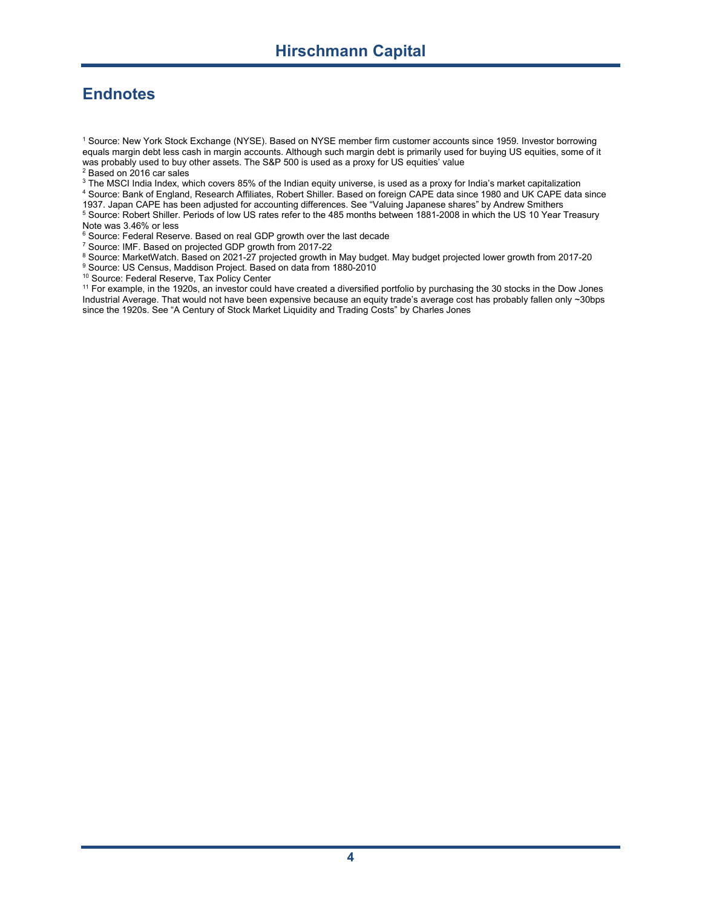## Endnotes

[1] Source: New York Stock Exchange (NYSE). Based on NYSE member firm customer accounts since 1959. Investor borrowing equals margin debt less cash in margin accounts. Although such margin debt is primarily used for buying US equities, some of it was probably used to buy other assets. The S&P 500 is used as a proxy for US equities' value

[2] Based on 2016 car sales

[3] The MSCI India Index, which covers 85% of the Indian equity universe, is used as a proxy for India's market capitalization

[4] Source: Bank of England, Research Affiliates, Robert Shiller. Based on foreign CAPE data since 1980 and UK CAPE data since 1937. Japan CAPE has been adjusted for accounting differences. See "Valuing Japanese shares" by Andrew Smithers

[5] Source: Robert Shiller. Periods of low US rates refer to the 485 months between 1881-2008 in which the US 10 Year Treasury Note was 3.46% or less

[6] Source: Federal Reserve. Based on real GDP growth over the last decade

[7] Source: IMF. Based on projected GDP growth from 2017-22

[8] Source: MarketWatch. Based on 2021-27 projected growth in May budget. May budget projected lower growth from 2017-20

[9] Source: US Census, Maddison Project. Based on data from 1880-2010

[10] Source: Federal Reserve, Tax Policy Center

[11] For example, in the 1920s, an investor could have created a diversified portfolio by purchasing the 30 stocks in the Dow Jones Industrial Average. That would not have been expensive because an equity trade's average cost has probably fallen only ~30bps since the 1920s. See "A Century of Stock Market Liquidity and Trading Costs" by Charles Jones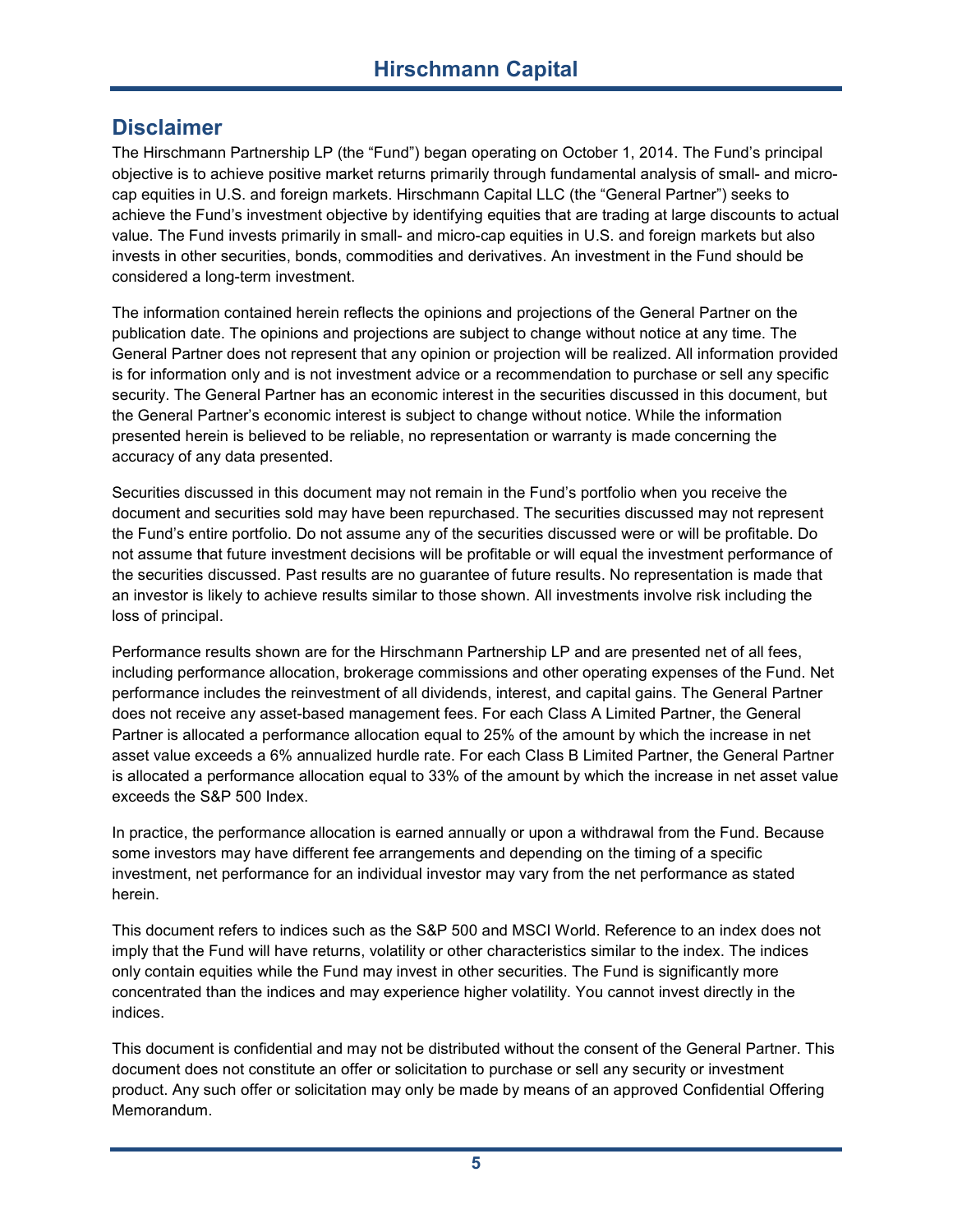## Disclaimer

The Hirschmann Partnership LP (the "Fund") began operating on October 1, 2014. The Fund's principal objective is to achieve positive market returns primarily through fundamental analysis of small- and micro-cap equities in U.S. and foreign markets. Hirschmann Capital LLC (the "General Partner") seeks to achieve the Fund's investment objective by identifying equities that are trading at large discounts to actual value. The Fund invests primarily in small- and micro-cap equities in U.S. and foreign markets but also invests in other securities, bonds, commodities and derivatives. An investment in the Fund should be considered a long-term investment.

The information contained herein reflects the opinions and projections of the General Partner on the publication date. The opinions and projections are subject to change without notice at any time. The General Partner does not represent that any opinion or projection will be realized. All information provided is for information only and is not investment advice or a recommendation to purchase or sell any specific security. The General Partner has an economic interest in the securities discussed in this document, but the General Partner's economic interest is subject to change without notice. While the information presented herein is believed to be reliable, no representation or warranty is made concerning the accuracy of any data presented.

Securities discussed in this document may not remain in the Fund's portfolio when you receive the document and securities sold may have been repurchased. The securities discussed may not represent the Fund's entire portfolio. Do not assume any of the securities discussed were or will be profitable. Do not assume that future investment decisions will be profitable or will equal the investment performance of the securities discussed. Past results are no guarantee of future results. No representation is made that an investor is likely to achieve results similar to those shown. All investments involve risk including the loss of principal.

Performance results shown are for the Hirschmann Partnership LP and are presented net of all fees, including performance allocation, brokerage commissions and other operating expenses of the Fund. Net performance includes the reinvestment of all dividends, interest, and capital gains. The General Partner does not receive any asset-based management fees. For each Class A Limited Partner, the General Partner is allocated a performance allocation equal to 25% of the amount by which the increase in net asset value exceeds a 6% annualized hurdle rate. For each Class B Limited Partner, the General Partner is allocated a performance allocation equal to 33% of the amount by which the increase in net asset value exceeds the S&P 500 Index.

In practice, the performance allocation is earned annually or upon a withdrawal from the Fund. Because some investors may have different fee arrangements and depending on the timing of a specific investment, net performance for an individual investor may vary from the net performance as stated herein.

This document refers to indices such as the S&P 500 and MSCI World. Reference to an index does not imply that the Fund will have returns, volatility or other characteristics similar to the index. The indices only contain equities while the Fund may invest in other securities. The Fund is significantly more concentrated than the indices and may experience higher volatility. You cannot invest directly in the indices.

This document is confidential and may not be distributed without the consent of the General Partner. This document does not constitute an offer or solicitation to purchase or sell any security or investment product. Any such offer or solicitation may only be made by means of an approved Confidential Offering Memorandum.